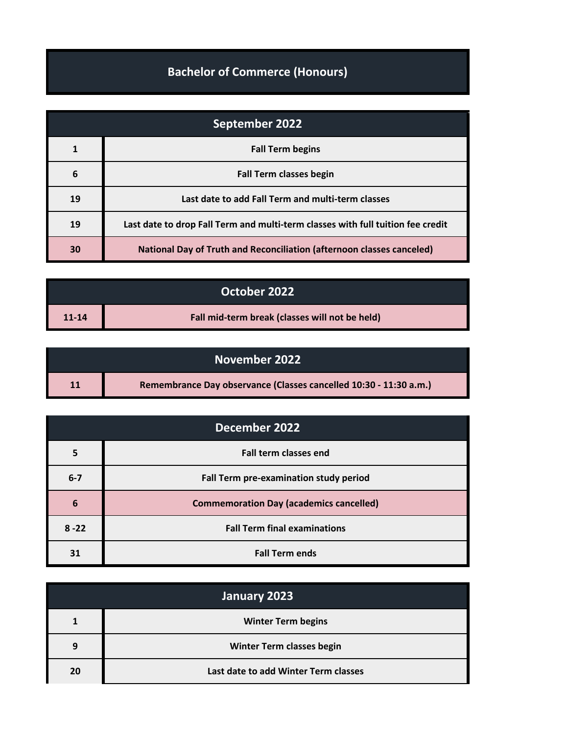# Bachelor of Commerce (Honours)

| September 2022 | |
|---|---|
| 1 | Fall Term begins |
| 6 | Fall Term classes begin |
| 19 | Last date to add Fall Term and multi-term classes |
| 19 | Last date to drop Fall Term and multi-term classes with full tuition fee credit |
| 30 | National Day of Truth and Reconciliation (afternoon classes canceled) |

| October 2022 | |
|---|---|
| 11-14 | Fall mid-term break (classes will not be held) |

| November 2022 | |
|---|---|
| 11 | Remembrance Day observance (Classes cancelled 10:30 - 11:30 a.m.) |

| December 2022 | |
|---|---|
| 5 | Fall term classes end |
| 6-7 | Fall Term pre-examination study period |
| 6 | Commemoration Day (academics cancelled) |
| 8 -22 | Fall Term final examinations |
| 31 | Fall Term ends |

| January 2023 | |
|---|---|
| 1 | Winter Term begins |
| 9 | Winter Term classes begin |
| 20 | Last date to add Winter Term classes |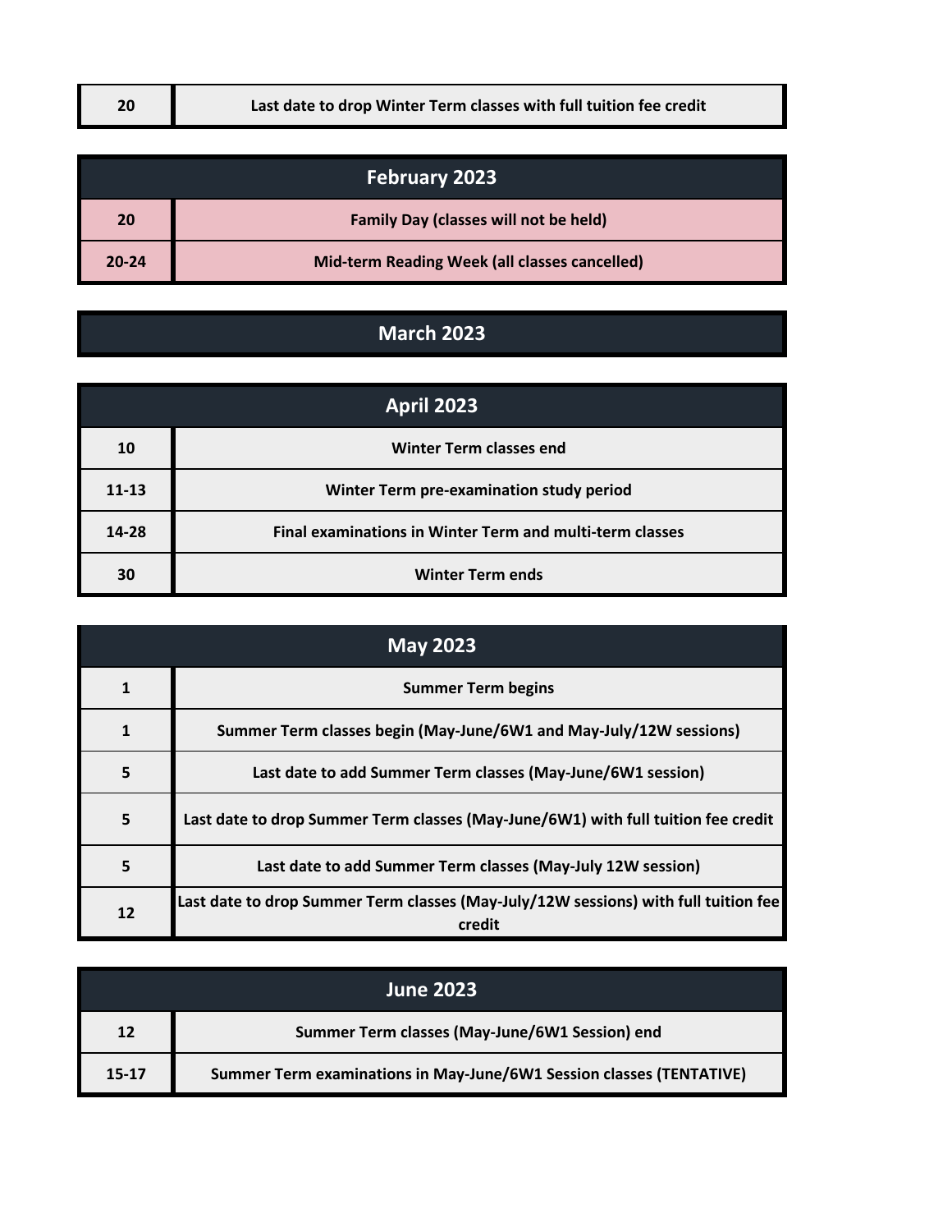| | |
|---|---|
| 20 | Last date to drop Winter Term classes with full tuition fee credit |

## February 2023

| | |
|---|---|
| 20 | Family Day (classes will not be held) |
| 20-24 | Mid-term Reading Week (all classes cancelled) |

## March 2023

## April 2023

| | |
|---|---|
| 10 | Winter Term classes end |
| 11-13 | Winter Term pre-examination study period |
| 14-28 | Final examinations in Winter Term and multi-term classes |
| 30 | Winter Term ends |

## May 2023

| | |
|---|---|
| 1 | Summer Term begins |
| 1 | Summer Term classes begin (May-June/6W1 and May-July/12W sessions) |
| 5 | Last date to add Summer Term classes (May-June/6W1 session) |
| 5 | Last date to drop Summer Term classes (May-June/6W1) with full tuition fee credit |
| 5 | Last date to add Summer Term classes (May-July 12W session) |
| 12 | Last date to drop Summer Term classes (May-July/12W sessions) with full tuition fee credit |

## June 2023

| | |
|---|---|
| 12 | Summer Term classes (May-June/6W1 Session) end |
| 15-17 | Summer Term examinations in May-June/6W1 Session classes (TENTATIVE) |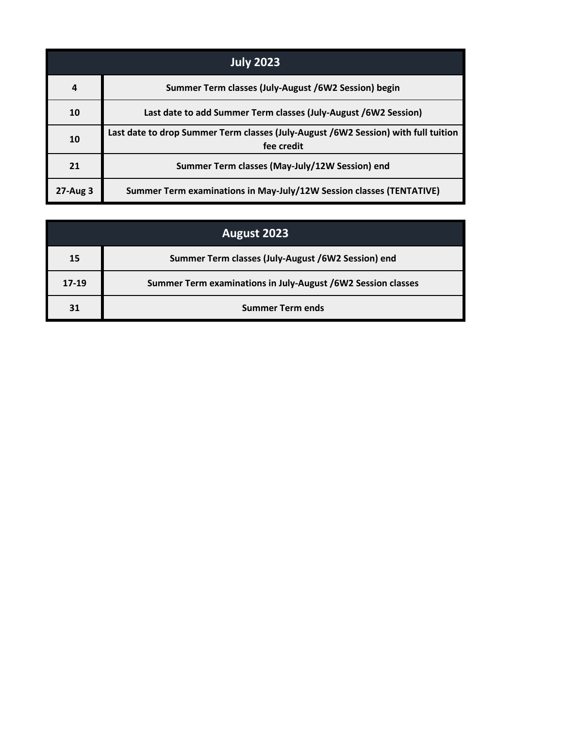| July 2023 | |
|---|---|
| 4 | Summer Term classes (July-August /6W2 Session) begin |
| 10 | Last date to add Summer Term classes (July-August /6W2 Session) |
| 10 | Last date to drop Summer Term classes (July-August /6W2 Session) with full tuition fee credit |
| 21 | Summer Term classes (May-July/12W Session) end |
| 27-Aug 3 | Summer Term examinations in May-July/12W Session classes (TENTATIVE) |

| August 2023 | |
|---|---|
| 15 | Summer Term classes (July-August /6W2 Session) end |
| 17-19 | Summer Term examinations in July-August /6W2 Session classes |
| 31 | Summer Term ends |